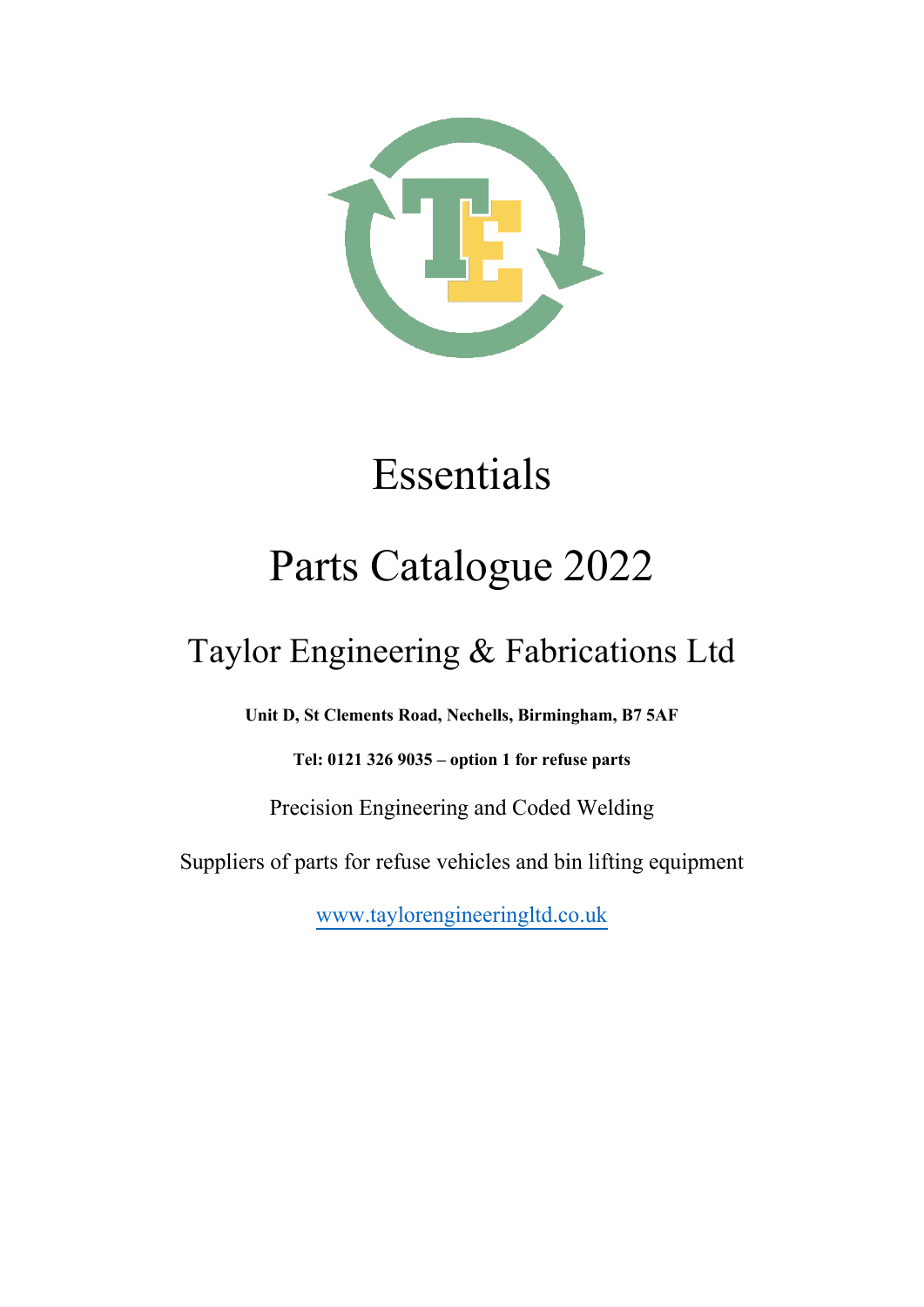# Essentials

# Parts Catalogue 2022

## Taylor Engineering & Fabrications Ltd

**Unit D, St Clements Road, Nechells, Birmingham, B7 5AF**

**Tel: 0121 326 9035 – option 1 for refuse parts**

Precision Engineering and Coded Welding

Suppliers of parts for refuse vehicles and bin lifting equipment

[www.taylorengineeringltd.co.uk](http://www.taylorengineeringltd.co.uk)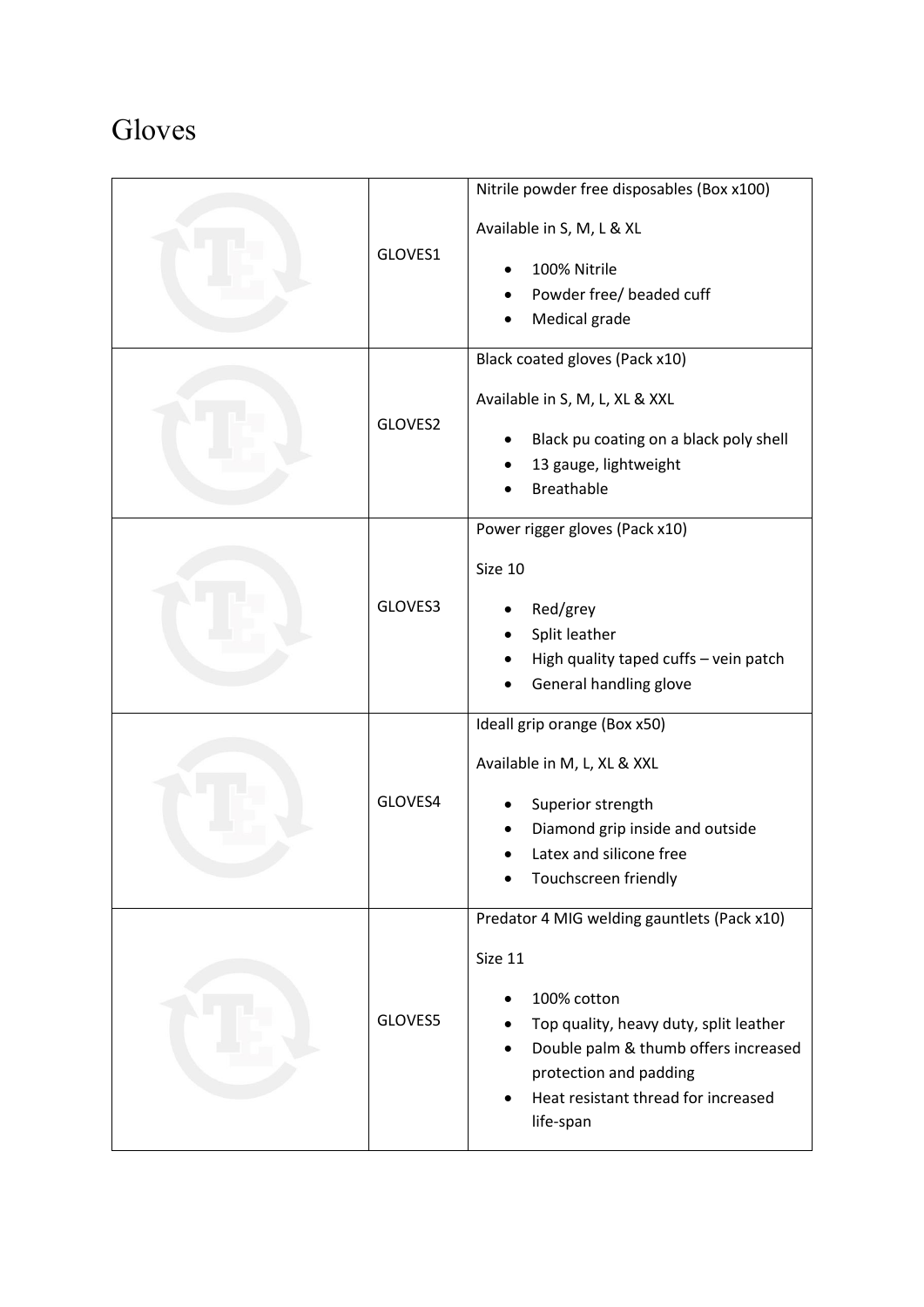# Gloves

| | | |
|---|---|---|
| | GLOVES1 | Nitrile powder free disposables (Box x100)<br><br>Available in S, M, L & XL<br><br>• 100% Nitrile<br>• Powder free/ beaded cuff<br>• Medical grade |
| | GLOVES2 | Black coated gloves (Pack x10)<br><br>Available in S, M, L, XL & XXL<br><br>• Black pu coating on a black poly shell<br>• 13 gauge, lightweight<br>• Breathable |
| | GLOVES3 | Power rigger gloves (Pack x10)<br><br>Size 10<br><br>• Red/grey<br>• Split leather<br>• High quality taped cuffs – vein patch<br>• General handling glove |
| | GLOVES4 | Ideall grip orange (Box x50)<br><br>Available in M, L, XL & XXL<br><br>• Superior strength<br>• Diamond grip inside and outside<br>• Latex and silicone free<br>• Touchscreen friendly |
| | GLOVES5 | Predator 4 MIG welding gauntlets (Pack x10)<br><br>Size 11<br><br>• 100% cotton<br>• Top quality, heavy duty, split leather<br>• Double palm & thumb offers increased protection and padding<br>• Heat resistant thread for increased life-span |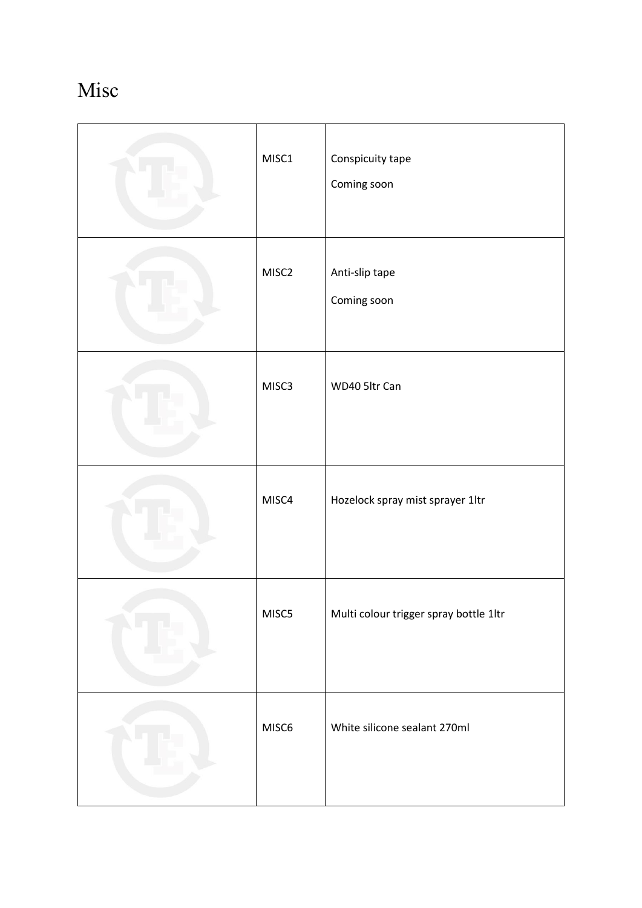# Misc

| | | |
|---|---|---|
| | MISC1 | Conspicuity tape<br>Coming soon |
| | MISC2 | Anti-slip tape<br>Coming soon |
| | MISC3 | WD40 5ltr Can |
| | MISC4 | Hozelock spray mist sprayer 1ltr |
| | MISC5 | Multi colour trigger spray bottle 1ltr |
| | MISC6 | White silicone sealant 270ml |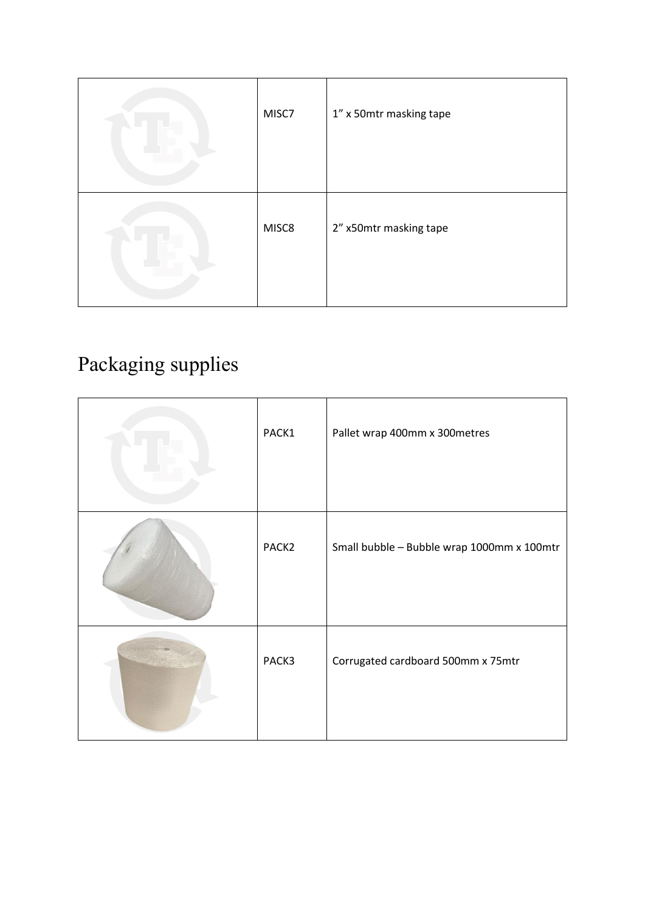|  | MISC7 | 1" x 50mtr masking tape |
|---|---|---|
|  | MISC8 | 2" x50mtr masking tape |

# Packaging supplies

|  | PACK1 | Pallet wrap 400mm x 300metres |
|---|---|---|
|  | PACK2 | Small bubble – Bubble wrap 1000mm x 100mtr |
|  | PACK3 | Corrugated cardboard 500mm x 75mtr |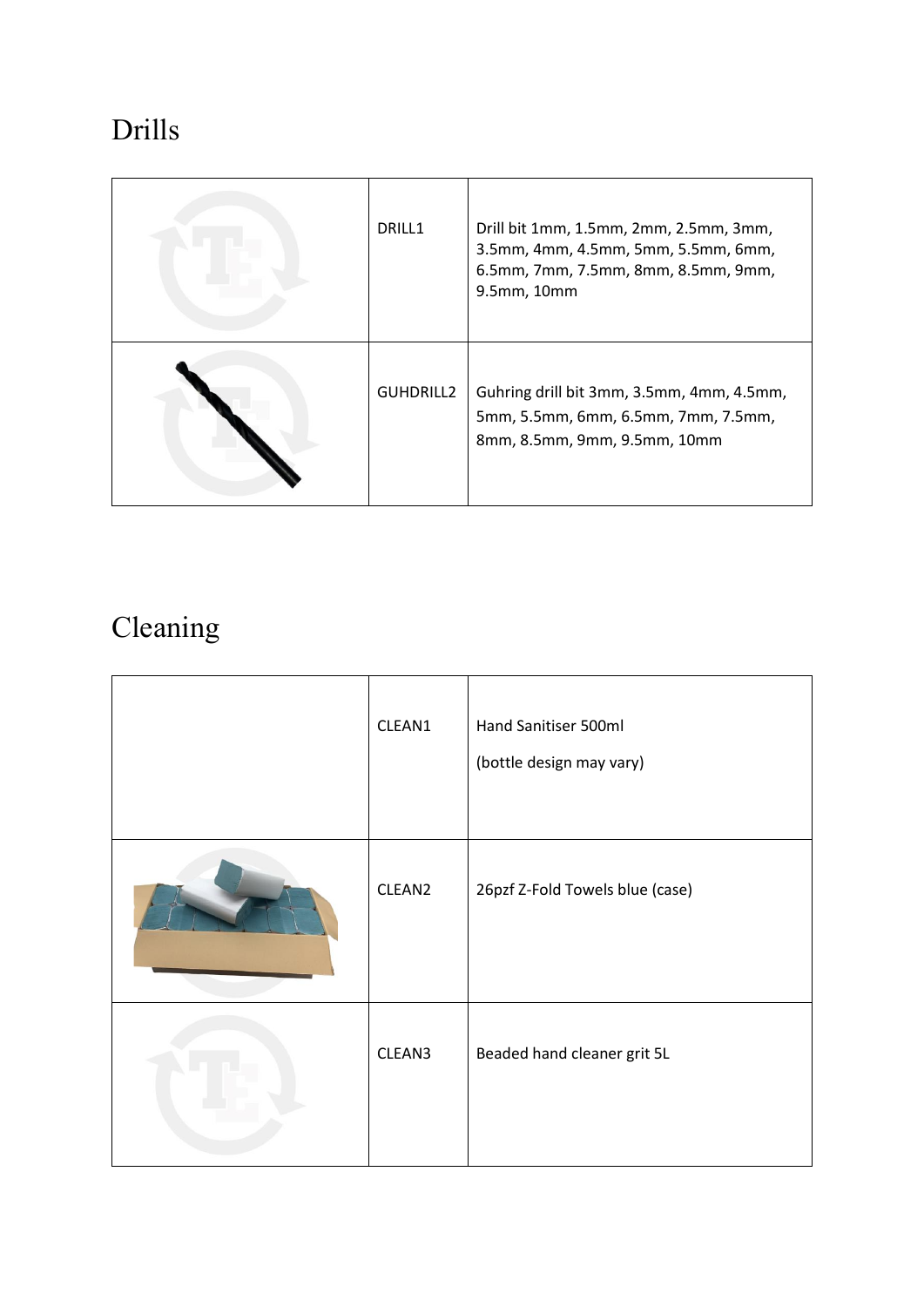# Drills

| | | |
|---|---|---|
| | DRILL1 | Drill bit 1mm, 1.5mm, 2mm, 2.5mm, 3mm, 3.5mm, 4mm, 4.5mm, 5mm, 5.5mm, 6mm, 6.5mm, 7mm, 7.5mm, 8mm, 8.5mm, 9mm, 9.5mm, 10mm |
| | GUHDRILL2 | Guhring drill bit 3mm, 3.5mm, 4mm, 4.5mm, 5mm, 5.5mm, 6mm, 6.5mm, 7mm, 7.5mm, 8mm, 8.5mm, 9mm, 9.5mm, 10mm |

# Cleaning

| | | |
|---|---|---|
| | CLEAN1 | Hand Sanitiser 500ml<br><br>(bottle design may vary) |
| | CLEAN2 | 26pzf Z-Fold Towels blue (case) |
| | CLEAN3 | Beaded hand cleaner grit 5L |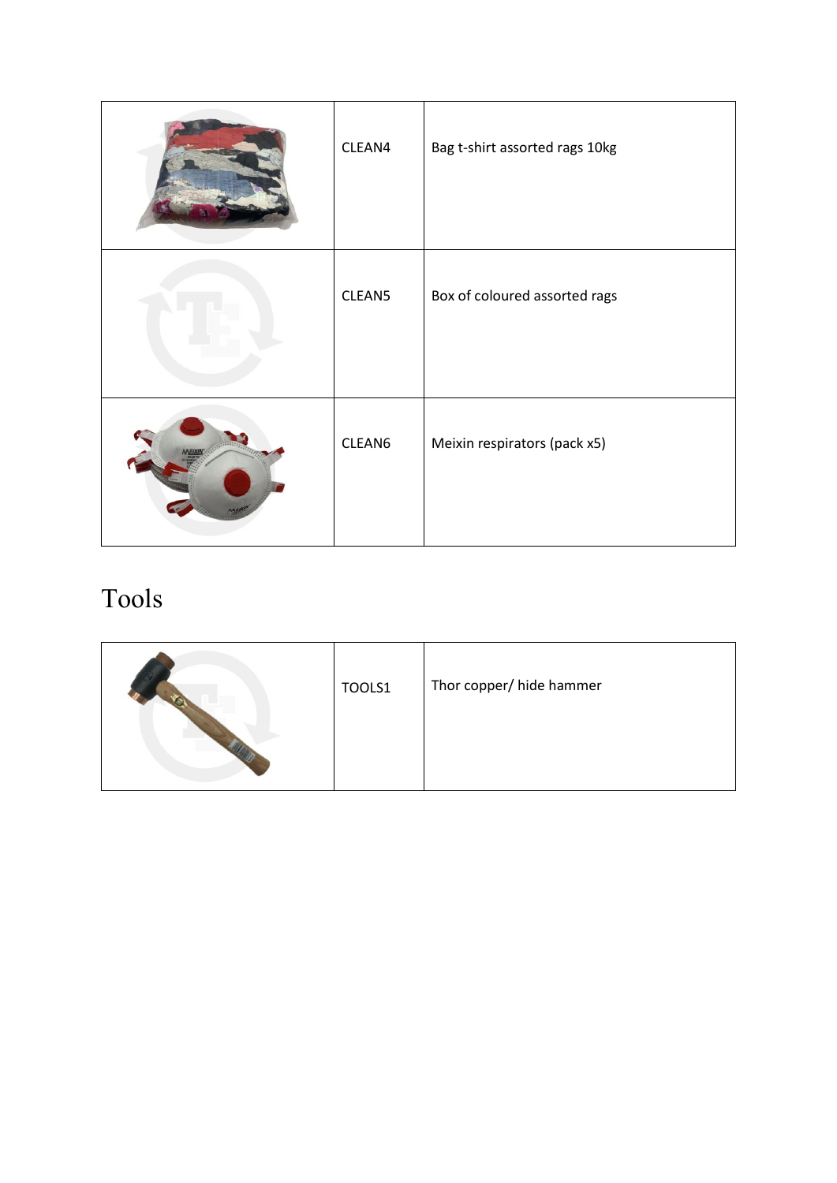| | | |
|---|---|---|
| | CLEAN4 | Bag t-shirt assorted rags 10kg |
| | CLEAN5 | Box of coloured assorted rags |
| | CLEAN6 | Meixin respirators (pack x5) |

# Tools

| | | |
|---|---|---|
| | TOOLS1 | Thor copper/ hide hammer |